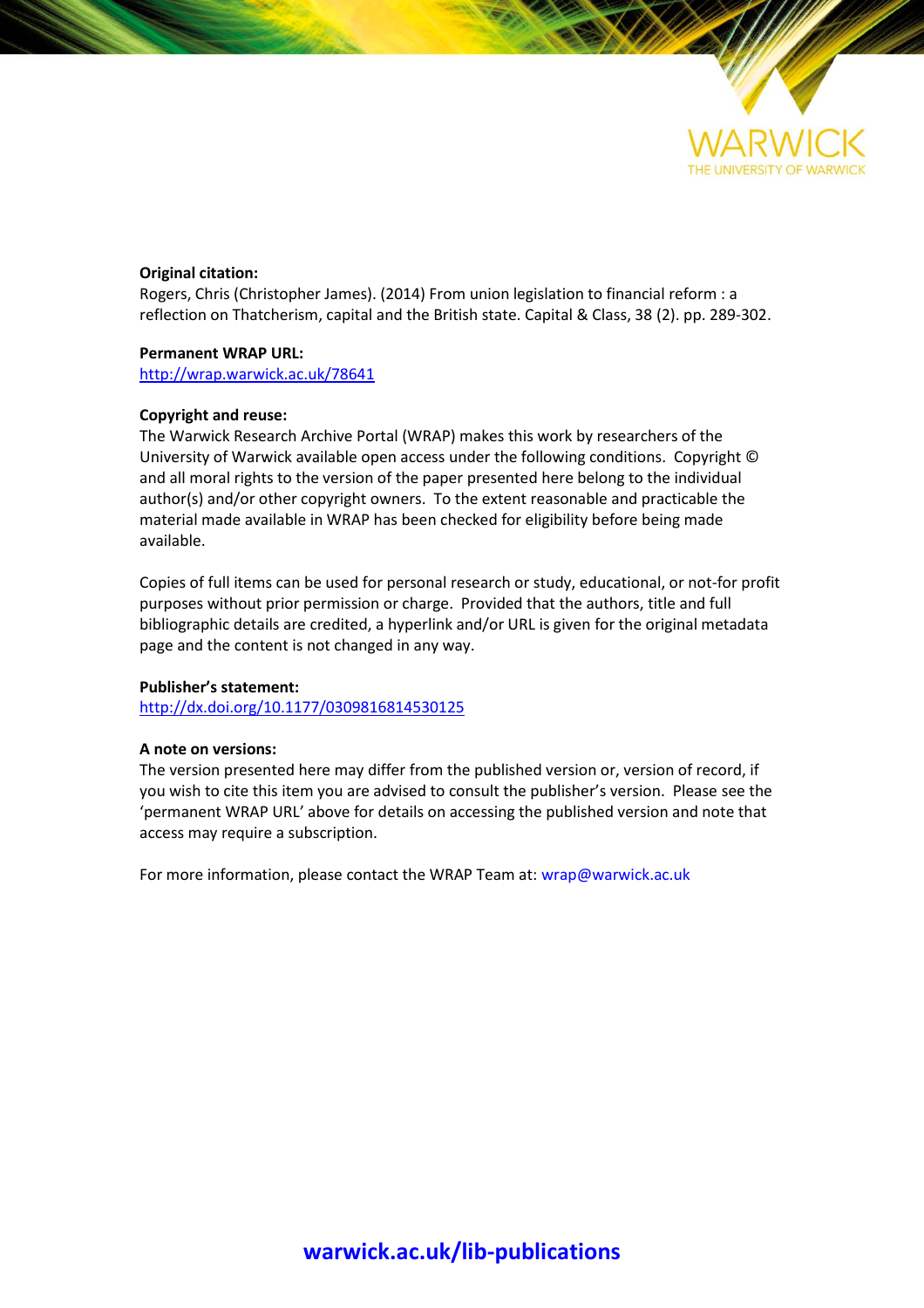WARWICK
THE UNIVERSITY OF WARWICK

**Original citation:**
Rogers, Chris (Christopher James). (2014) From union legislation to financial reform : a reflection on Thatcherism, capital and the British state. Capital & Class, 38 (2). pp. 289-302.

**Permanent WRAP URL:**
http://wrap.warwick.ac.uk/78641

**Copyright and reuse:**
The Warwick Research Archive Portal (WRAP) makes this work by researchers of the University of Warwick available open access under the following conditions. Copyright © and all moral rights to the version of the paper presented here belong to the individual author(s) and/or other copyright owners. To the extent reasonable and practicable the material made available in WRAP has been checked for eligibility before being made available.

Copies of full items can be used for personal research or study, educational, or not-for profit purposes without prior permission or charge. Provided that the authors, title and full bibliographic details are credited, a hyperlink and/or URL is given for the original metadata page and the content is not changed in any way.

**Publisher's statement:**
http://dx.doi.org/10.1177/0309816814530125

**A note on versions:**
The version presented here may differ from the published version or, version of record, if you wish to cite this item you are advised to consult the publisher's version. Please see the 'permanent WRAP URL' above for details on accessing the published version and note that access may require a subscription.

For more information, please contact the WRAP Team at: wrap@warwick.ac.uk

**warwick.ac.uk/lib-publications**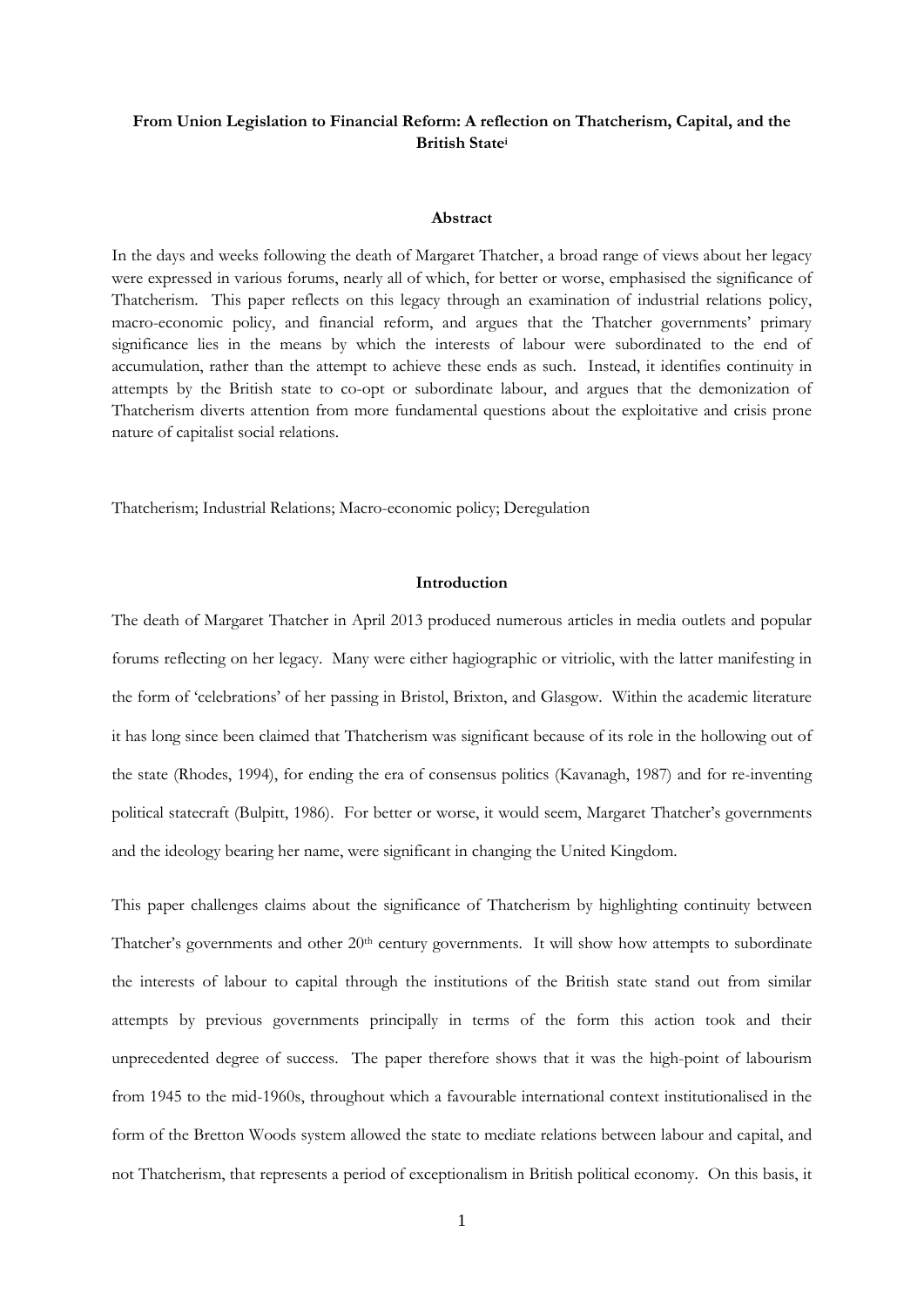**From Union Legislation to Financial Reform: A reflection on Thatcherism, Capital, and the British State**[i]

### Abstract

In the days and weeks following the death of Margaret Thatcher, a broad range of views about her legacy were expressed in various forums, nearly all of which, for better or worse, emphasised the significance of Thatcherism. This paper reflects on this legacy through an examination of industrial relations policy, macro-economic policy, and financial reform, and argues that the Thatcher governments' primary significance lies in the means by which the interests of labour were subordinated to the end of accumulation, rather than the attempt to achieve these ends as such. Instead, it identifies continuity in attempts by the British state to co-opt or subordinate labour, and argues that the demonization of Thatcherism diverts attention from more fundamental questions about the exploitative and crisis prone nature of capitalist social relations.

Thatcherism; Industrial Relations; Macro-economic policy; Deregulation

### Introduction

The death of Margaret Thatcher in April 2013 produced numerous articles in media outlets and popular forums reflecting on her legacy. Many were either hagiographic or vitriolic, with the latter manifesting in the form of 'celebrations' of her passing in Bristol, Brixton, and Glasgow. Within the academic literature it has long since been claimed that Thatcherism was significant because of its role in the hollowing out of the state (Rhodes, 1994), for ending the era of consensus politics (Kavanagh, 1987) and for re-inventing political statecraft (Bulpitt, 1986). For better or worse, it would seem, Margaret Thatcher's governments and the ideology bearing her name, were significant in changing the United Kingdom.

This paper challenges claims about the significance of Thatcherism by highlighting continuity between Thatcher's governments and other 20th century governments. It will show how attempts to subordinate the interests of labour to capital through the institutions of the British state stand out from similar attempts by previous governments principally in terms of the form this action took and their unprecedented degree of success. The paper therefore shows that it was the high-point of labourism from 1945 to the mid-1960s, throughout which a favourable international context institutionalised in the form of the Bretton Woods system allowed the state to mediate relations between labour and capital, and not Thatcherism, that represents a period of exceptionalism in British political economy. On this basis, it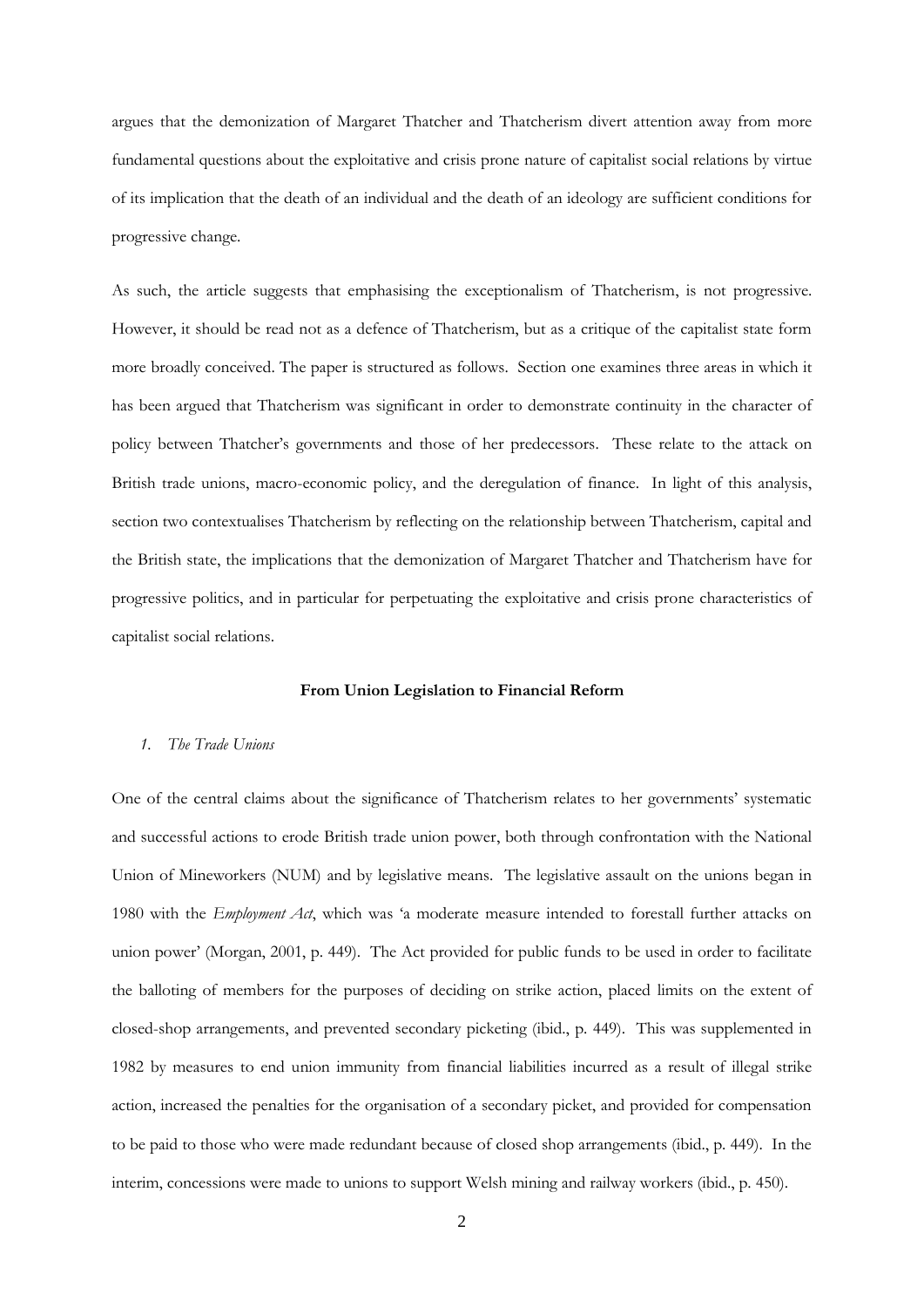argues that the demonization of Margaret Thatcher and Thatcherism divert attention away from more fundamental questions about the exploitative and crisis prone nature of capitalist social relations by virtue of its implication that the death of an individual and the death of an ideology are sufficient conditions for progressive change.

As such, the article suggests that emphasising the exceptionalism of Thatcherism, is not progressive. However, it should be read not as a defence of Thatcherism, but as a critique of the capitalist state form more broadly conceived. The paper is structured as follows. Section one examines three areas in which it has been argued that Thatcherism was significant in order to demonstrate continuity in the character of policy between Thatcher's governments and those of her predecessors. These relate to the attack on British trade unions, macro-economic policy, and the deregulation of finance. In light of this analysis, section two contextualises Thatcherism by reflecting on the relationship between Thatcherism, capital and the British state, the implications that the demonization of Margaret Thatcher and Thatcherism have for progressive politics, and in particular for perpetuating the exploitative and crisis prone characteristics of capitalist social relations.

## From Union Legislation to Financial Reform

### 1. *The Trade Unions*

One of the central claims about the significance of Thatcherism relates to her governments' systematic and successful actions to erode British trade union power, both through confrontation with the National Union of Mineworkers (NUM) and by legislative means. The legislative assault on the unions began in 1980 with the *Employment Act*, which was 'a moderate measure intended to forestall further attacks on union power' (Morgan, 2001, p. 449). The Act provided for public funds to be used in order to facilitate the balloting of members for the purposes of deciding on strike action, placed limits on the extent of closed-shop arrangements, and prevented secondary picketing (ibid., p. 449). This was supplemented in 1982 by measures to end union immunity from financial liabilities incurred as a result of illegal strike action, increased the penalties for the organisation of a secondary picket, and provided for compensation to be paid to those who were made redundant because of closed shop arrangements (ibid., p. 449). In the interim, concessions were made to unions to support Welsh mining and railway workers (ibid., p. 450).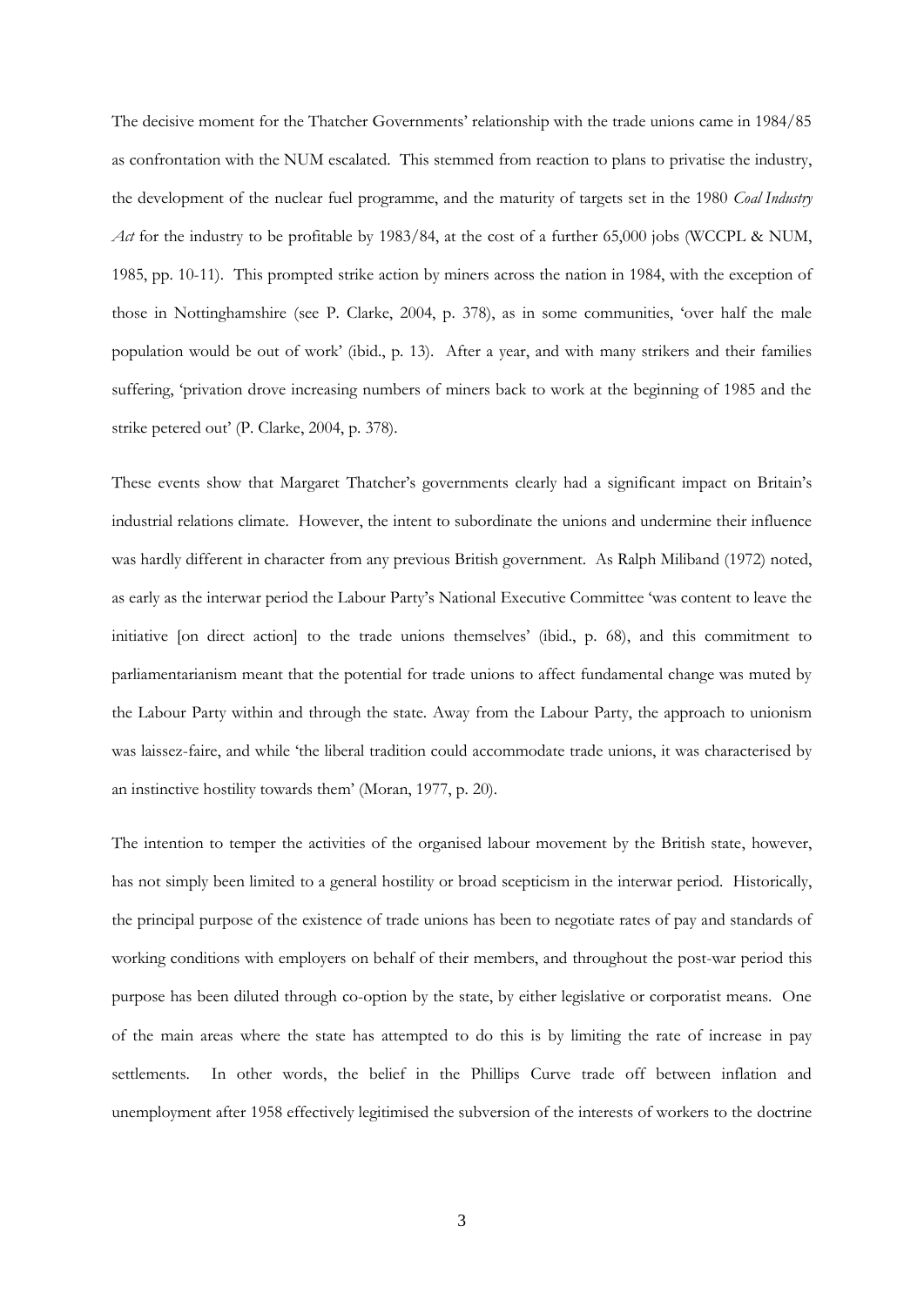The decisive moment for the Thatcher Governments' relationship with the trade unions came in 1984/85 as confrontation with the NUM escalated. This stemmed from reaction to plans to privatise the industry, the development of the nuclear fuel programme, and the maturity of targets set in the 1980 *Coal Industry Act* for the industry to be profitable by 1983/84, at the cost of a further 65,000 jobs (WCCPL & NUM, 1985, pp. 10-11). This prompted strike action by miners across the nation in 1984, with the exception of those in Nottinghamshire (see P. Clarke, 2004, p. 378), as in some communities, 'over half the male population would be out of work' (ibid., p. 13). After a year, and with many strikers and their families suffering, 'privation drove increasing numbers of miners back to work at the beginning of 1985 and the strike petered out' (P. Clarke, 2004, p. 378).

These events show that Margaret Thatcher's governments clearly had a significant impact on Britain's industrial relations climate. However, the intent to subordinate the unions and undermine their influence was hardly different in character from any previous British government. As Ralph Miliband (1972) noted, as early as the interwar period the Labour Party's National Executive Committee 'was content to leave the initiative [on direct action] to the trade unions themselves' (ibid., p. 68), and this commitment to parliamentarianism meant that the potential for trade unions to affect fundamental change was muted by the Labour Party within and through the state. Away from the Labour Party, the approach to unionism was laissez-faire, and while 'the liberal tradition could accommodate trade unions, it was characterised by an instinctive hostility towards them' (Moran, 1977, p. 20).

The intention to temper the activities of the organised labour movement by the British state, however, has not simply been limited to a general hostility or broad scepticism in the interwar period. Historically, the principal purpose of the existence of trade unions has been to negotiate rates of pay and standards of working conditions with employers on behalf of their members, and throughout the post-war period this purpose has been diluted through co-option by the state, by either legislative or corporatist means. One of the main areas where the state has attempted to do this is by limiting the rate of increase in pay settlements. In other words, the belief in the Phillips Curve trade off between inflation and unemployment after 1958 effectively legitimised the subversion of the interests of workers to the doctrine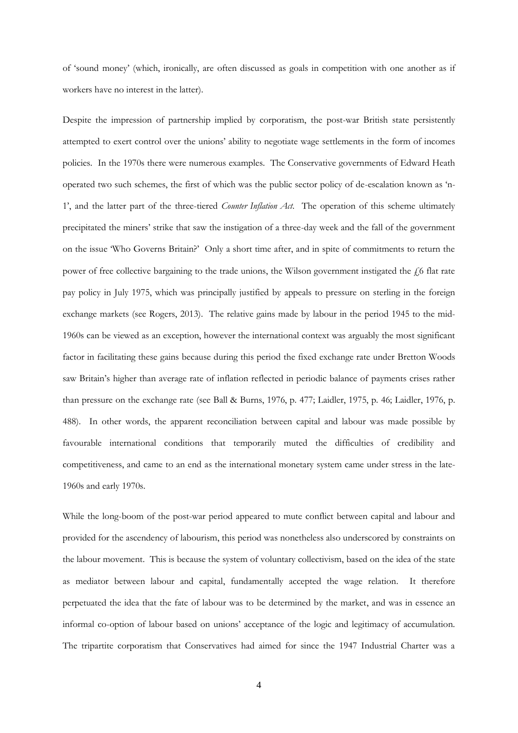of 'sound money' (which, ironically, are often discussed as goals in competition with one another as if workers have no interest in the latter).

Despite the impression of partnership implied by corporatism, the post-war British state persistently attempted to exert control over the unions' ability to negotiate wage settlements in the form of incomes policies. In the 1970s there were numerous examples. The Conservative governments of Edward Heath operated two such schemes, the first of which was the public sector policy of de-escalation known as 'n-1', and the latter part of the three-tiered *Counter Inflation Act*. The operation of this scheme ultimately precipitated the miners' strike that saw the instigation of a three-day week and the fall of the government on the issue 'Who Governs Britain?' Only a short time after, and in spite of commitments to return the power of free collective bargaining to the trade unions, the Wilson government instigated the £6 flat rate pay policy in July 1975, which was principally justified by appeals to pressure on sterling in the foreign exchange markets (see Rogers, 2013). The relative gains made by labour in the period 1945 to the mid-1960s can be viewed as an exception, however the international context was arguably the most significant factor in facilitating these gains because during this period the fixed exchange rate under Bretton Woods saw Britain's higher than average rate of inflation reflected in periodic balance of payments crises rather than pressure on the exchange rate (see Ball & Burns, 1976, p. 477; Laidler, 1975, p. 46; Laidler, 1976, p. 488). In other words, the apparent reconciliation between capital and labour was made possible by favourable international conditions that temporarily muted the difficulties of credibility and competitiveness, and came to an end as the international monetary system came under stress in the late-1960s and early 1970s.

While the long-boom of the post-war period appeared to mute conflict between capital and labour and provided for the ascendency of labourism, this period was nonetheless also underscored by constraints on the labour movement. This is because the system of voluntary collectivism, based on the idea of the state as mediator between labour and capital, fundamentally accepted the wage relation. It therefore perpetuated the idea that the fate of labour was to be determined by the market, and was in essence an informal co-option of labour based on unions' acceptance of the logic and legitimacy of accumulation. The tripartite corporatism that Conservatives had aimed for since the 1947 Industrial Charter was a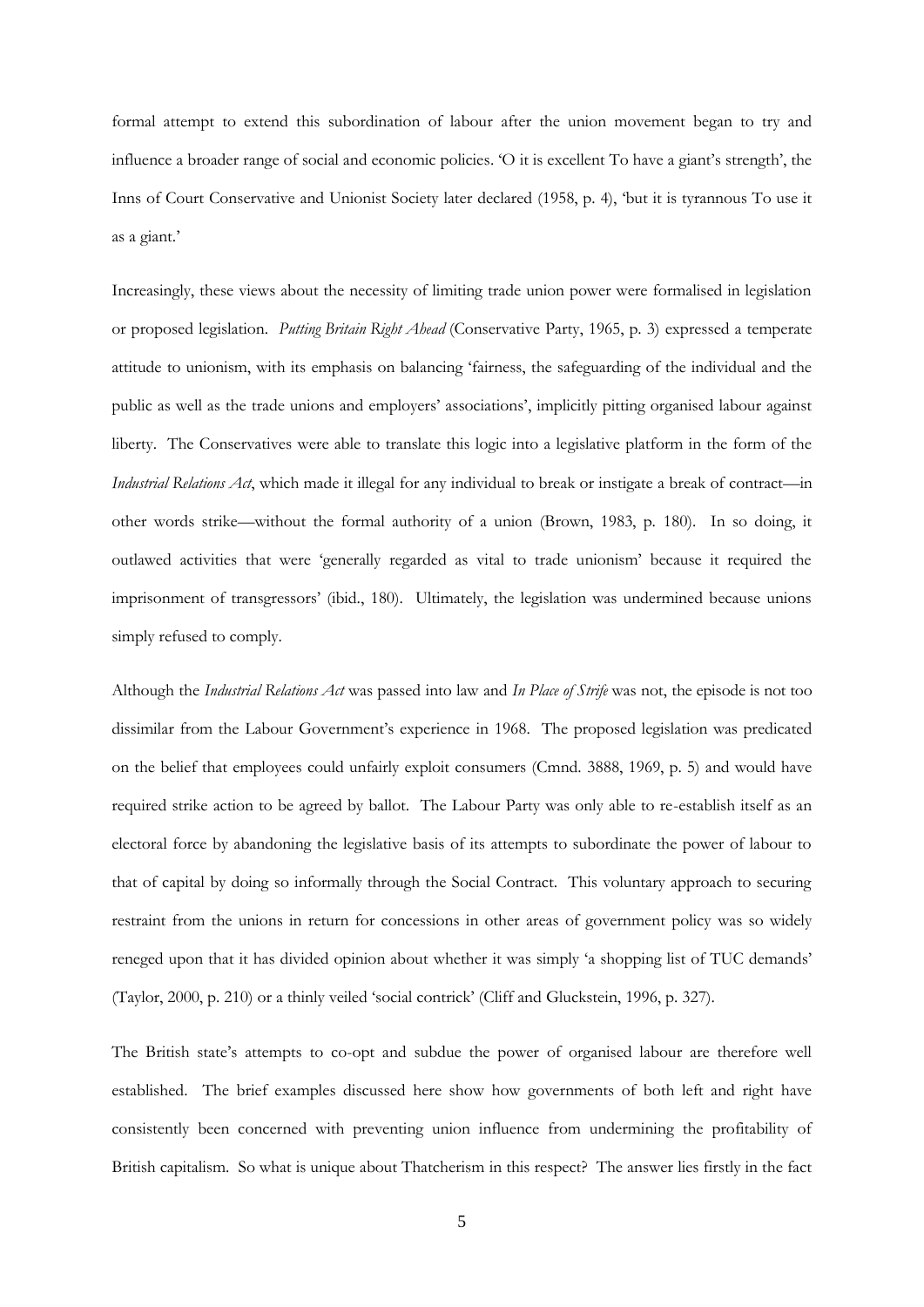formal attempt to extend this subordination of labour after the union movement began to try and influence a broader range of social and economic policies. 'O it is excellent To have a giant's strength', the Inns of Court Conservative and Unionist Society later declared (1958, p. 4), 'but it is tyrannous To use it as a giant.'

Increasingly, these views about the necessity of limiting trade union power were formalised in legislation or proposed legislation. *Putting Britain Right Ahead* (Conservative Party, 1965, p. 3) expressed a temperate attitude to unionism, with its emphasis on balancing 'fairness, the safeguarding of the individual and the public as well as the trade unions and employers' associations', implicitly pitting organised labour against liberty. The Conservatives were able to translate this logic into a legislative platform in the form of the *Industrial Relations Act*, which made it illegal for any individual to break or instigate a break of contract—in other words strike—without the formal authority of a union (Brown, 1983, p. 180). In so doing, it outlawed activities that were 'generally regarded as vital to trade unionism' because it required the imprisonment of transgressors' (ibid., 180). Ultimately, the legislation was undermined because unions simply refused to comply.

Although the *Industrial Relations Act* was passed into law and *In Place of Strife* was not, the episode is not too dissimilar from the Labour Government's experience in 1968. The proposed legislation was predicated on the belief that employees could unfairly exploit consumers (Cmnd. 3888, 1969, p. 5) and would have required strike action to be agreed by ballot. The Labour Party was only able to re-establish itself as an electoral force by abandoning the legislative basis of its attempts to subordinate the power of labour to that of capital by doing so informally through the Social Contract. This voluntary approach to securing restraint from the unions in return for concessions in other areas of government policy was so widely reneged upon that it has divided opinion about whether it was simply 'a shopping list of TUC demands' (Taylor, 2000, p. 210) or a thinly veiled 'social contrick' (Cliff and Gluckstein, 1996, p. 327).

The British state's attempts to co-opt and subdue the power of organised labour are therefore well established. The brief examples discussed here show how governments of both left and right have consistently been concerned with preventing union influence from undermining the profitability of British capitalism. So what is unique about Thatcherism in this respect? The answer lies firstly in the fact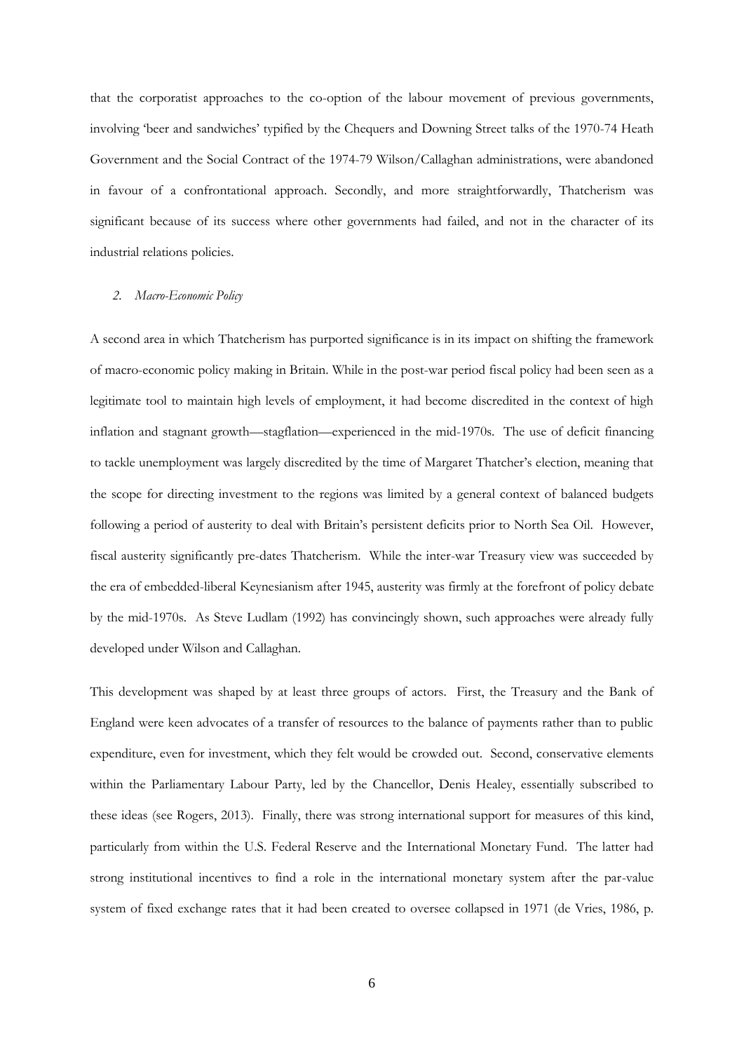that the corporatist approaches to the co-option of the labour movement of previous governments, involving 'beer and sandwiches' typified by the Chequers and Downing Street talks of the 1970-74 Heath Government and the Social Contract of the 1974-79 Wilson/Callaghan administrations, were abandoned in favour of a confrontational approach. Secondly, and more straightforwardly, Thatcherism was significant because of its success where other governments had failed, and not in the character of its industrial relations policies.

### *2. Macro-Economic Policy*

A second area in which Thatcherism has purported significance is in its impact on shifting the framework of macro-economic policy making in Britain. While in the post-war period fiscal policy had been seen as a legitimate tool to maintain high levels of employment, it had become discredited in the context of high inflation and stagnant growth—stagflation—experienced in the mid-1970s. The use of deficit financing to tackle unemployment was largely discredited by the time of Margaret Thatcher's election, meaning that the scope for directing investment to the regions was limited by a general context of balanced budgets following a period of austerity to deal with Britain's persistent deficits prior to North Sea Oil. However, fiscal austerity significantly pre-dates Thatcherism. While the inter-war Treasury view was succeeded by the era of embedded-liberal Keynesianism after 1945, austerity was firmly at the forefront of policy debate by the mid-1970s. As Steve Ludlam (1992) has convincingly shown, such approaches were already fully developed under Wilson and Callaghan.

This development was shaped by at least three groups of actors. First, the Treasury and the Bank of England were keen advocates of a transfer of resources to the balance of payments rather than to public expenditure, even for investment, which they felt would be crowded out. Second, conservative elements within the Parliamentary Labour Party, led by the Chancellor, Denis Healey, essentially subscribed to these ideas (see Rogers, 2013). Finally, there was strong international support for measures of this kind, particularly from within the U.S. Federal Reserve and the International Monetary Fund. The latter had strong institutional incentives to find a role in the international monetary system after the par-value system of fixed exchange rates that it had been created to oversee collapsed in 1971 (de Vries, 1986, p.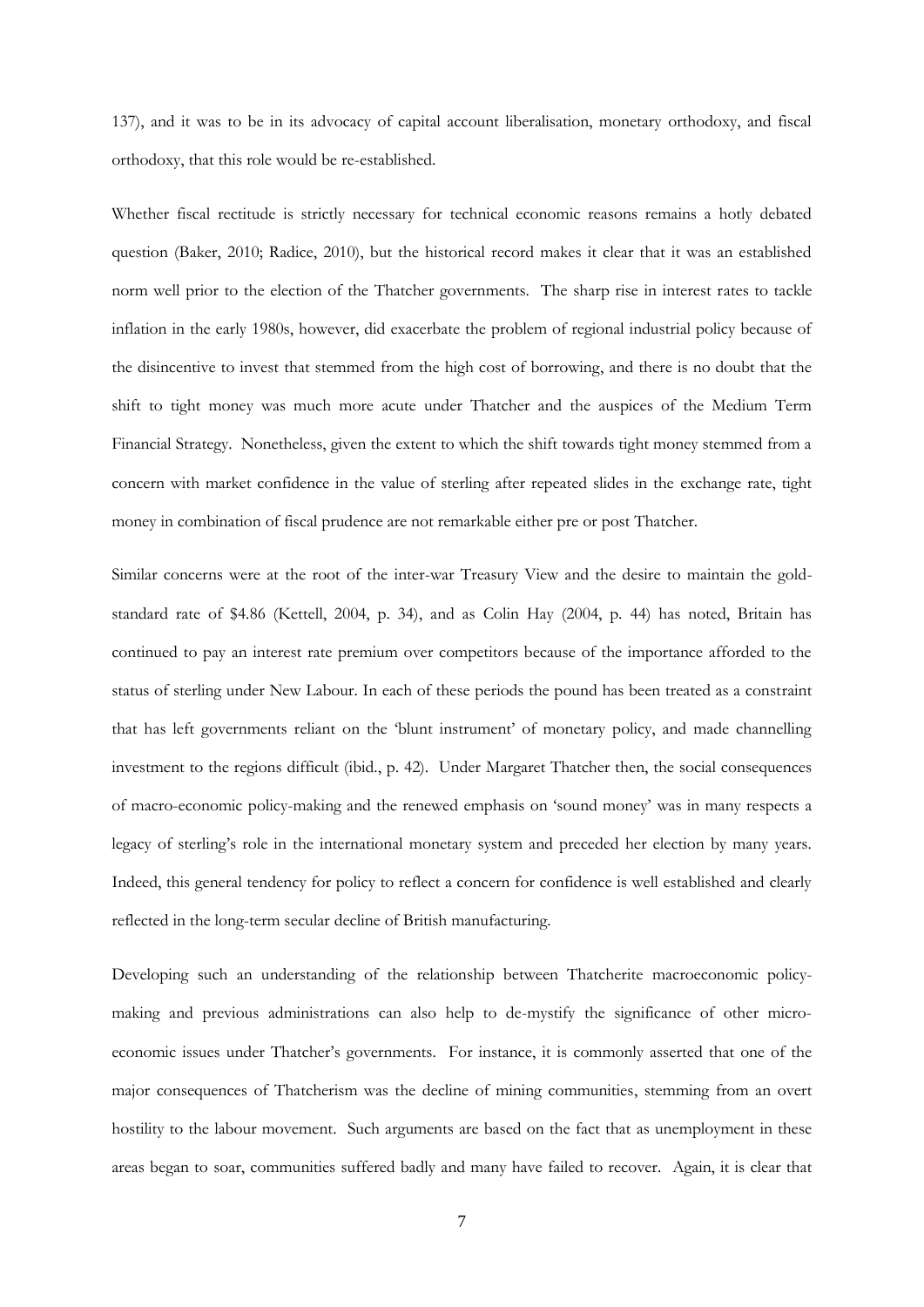137), and it was to be in its advocacy of capital account liberalisation, monetary orthodoxy, and fiscal orthodoxy, that this role would be re-established.

Whether fiscal rectitude is strictly necessary for technical economic reasons remains a hotly debated question (Baker, 2010; Radice, 2010), but the historical record makes it clear that it was an established norm well prior to the election of the Thatcher governments. The sharp rise in interest rates to tackle inflation in the early 1980s, however, did exacerbate the problem of regional industrial policy because of the disincentive to invest that stemmed from the high cost of borrowing, and there is no doubt that the shift to tight money was much more acute under Thatcher and the auspices of the Medium Term Financial Strategy. Nonetheless, given the extent to which the shift towards tight money stemmed from a concern with market confidence in the value of sterling after repeated slides in the exchange rate, tight money in combination of fiscal prudence are not remarkable either pre or post Thatcher.

Similar concerns were at the root of the inter-war Treasury View and the desire to maintain the gold-standard rate of $4.86 (Kettell, 2004, p. 34), and as Colin Hay (2004, p. 44) has noted, Britain has continued to pay an interest rate premium over competitors because of the importance afforded to the status of sterling under New Labour. In each of these periods the pound has been treated as a constraint that has left governments reliant on the 'blunt instrument' of monetary policy, and made channelling investment to the regions difficult (ibid., p. 42). Under Margaret Thatcher then, the social consequences of macro-economic policy-making and the renewed emphasis on 'sound money' was in many respects a legacy of sterling's role in the international monetary system and preceded her election by many years. Indeed, this general tendency for policy to reflect a concern for confidence is well established and clearly reflected in the long-term secular decline of British manufacturing.

Developing such an understanding of the relationship between Thatcherite macroeconomic policy-making and previous administrations can also help to de-mystify the significance of other micro-economic issues under Thatcher's governments. For instance, it is commonly asserted that one of the major consequences of Thatcherism was the decline of mining communities, stemming from an overt hostility to the labour movement. Such arguments are based on the fact that as unemployment in these areas began to soar, communities suffered badly and many have failed to recover. Again, it is clear that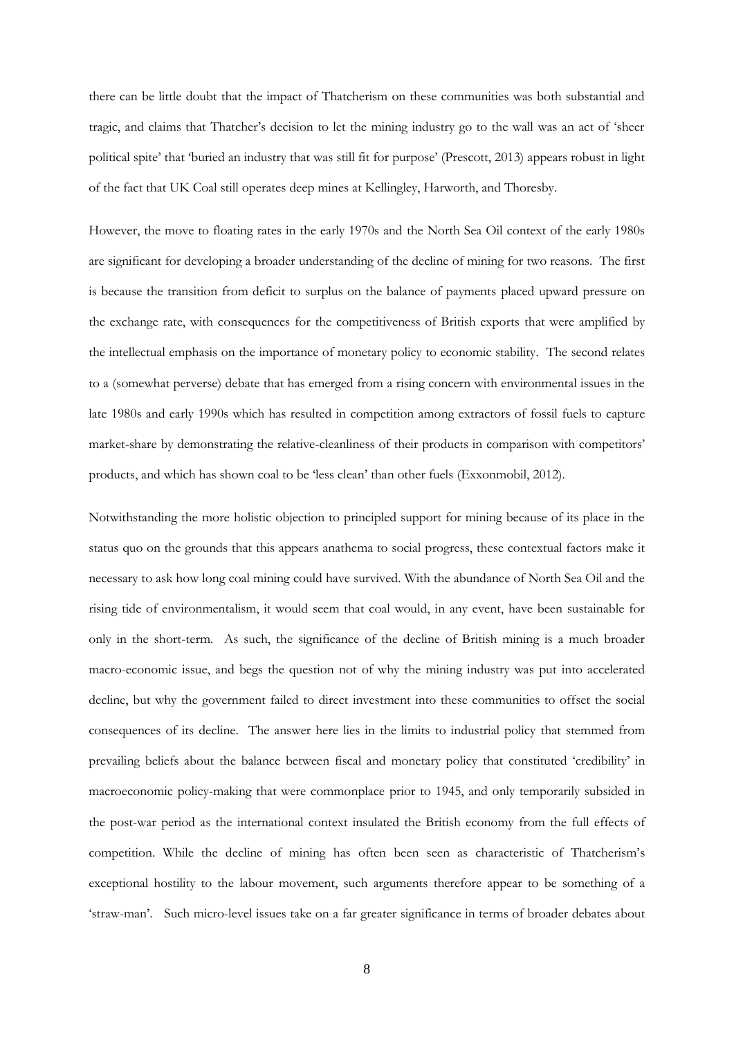there can be little doubt that the impact of Thatcherism on these communities was both substantial and tragic, and claims that Thatcher's decision to let the mining industry go to the wall was an act of 'sheer political spite' that 'buried an industry that was still fit for purpose' (Prescott, 2013) appears robust in light of the fact that UK Coal still operates deep mines at Kellingley, Harworth, and Thoresby.

However, the move to floating rates in the early 1970s and the North Sea Oil context of the early 1980s are significant for developing a broader understanding of the decline of mining for two reasons. The first is because the transition from deficit to surplus on the balance of payments placed upward pressure on the exchange rate, with consequences for the competitiveness of British exports that were amplified by the intellectual emphasis on the importance of monetary policy to economic stability. The second relates to a (somewhat perverse) debate that has emerged from a rising concern with environmental issues in the late 1980s and early 1990s which has resulted in competition among extractors of fossil fuels to capture market-share by demonstrating the relative-cleanliness of their products in comparison with competitors' products, and which has shown coal to be 'less clean' than other fuels (Exxonmobil, 2012).

Notwithstanding the more holistic objection to principled support for mining because of its place in the status quo on the grounds that this appears anathema to social progress, these contextual factors make it necessary to ask how long coal mining could have survived. With the abundance of North Sea Oil and the rising tide of environmentalism, it would seem that coal would, in any event, have been sustainable for only in the short-term. As such, the significance of the decline of British mining is a much broader macro-economic issue, and begs the question not of why the mining industry was put into accelerated decline, but why the government failed to direct investment into these communities to offset the social consequences of its decline. The answer here lies in the limits to industrial policy that stemmed from prevailing beliefs about the balance between fiscal and monetary policy that constituted 'credibility' in macroeconomic policy-making that were commonplace prior to 1945, and only temporarily subsided in the post-war period as the international context insulated the British economy from the full effects of competition. While the decline of mining has often been seen as characteristic of Thatcherism's exceptional hostility to the labour movement, such arguments therefore appear to be something of a 'straw-man'. Such micro-level issues take on a far greater significance in terms of broader debates about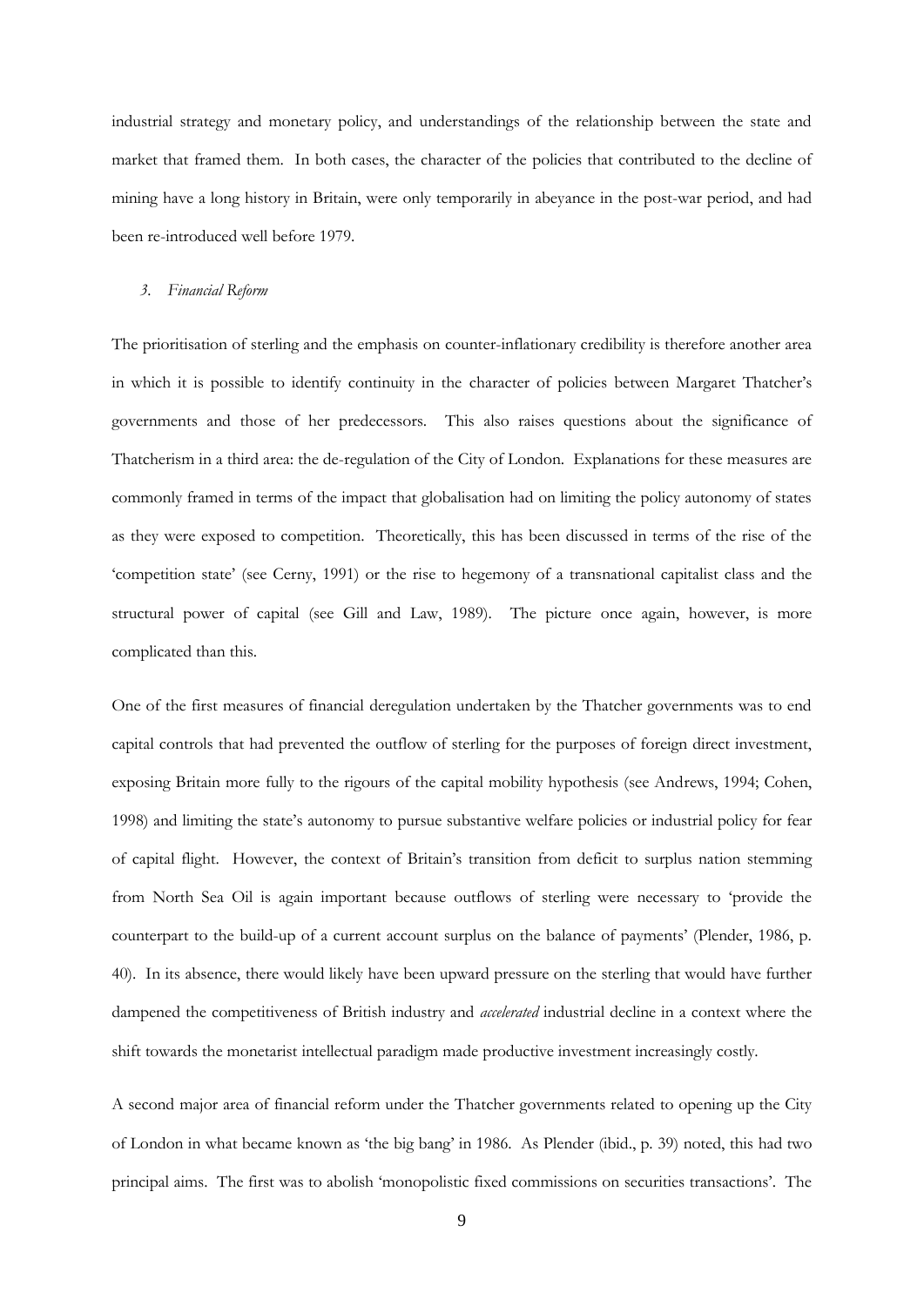industrial strategy and monetary policy, and understandings of the relationship between the state and market that framed them. In both cases, the character of the policies that contributed to the decline of mining have a long history in Britain, were only temporarily in abeyance in the post-war period, and had been re-introduced well before 1979.

### *3. Financial Reform*

The prioritisation of sterling and the emphasis on counter-inflationary credibility is therefore another area in which it is possible to identify continuity in the character of policies between Margaret Thatcher's governments and those of her predecessors. This also raises questions about the significance of Thatcherism in a third area: the de-regulation of the City of London. Explanations for these measures are commonly framed in terms of the impact that globalisation had on limiting the policy autonomy of states as they were exposed to competition. Theoretically, this has been discussed in terms of the rise of the 'competition state' (see Cerny, 1991) or the rise to hegemony of a transnational capitalist class and the structural power of capital (see Gill and Law, 1989). The picture once again, however, is more complicated than this.

One of the first measures of financial deregulation undertaken by the Thatcher governments was to end capital controls that had prevented the outflow of sterling for the purposes of foreign direct investment, exposing Britain more fully to the rigours of the capital mobility hypothesis (see Andrews, 1994; Cohen, 1998) and limiting the state's autonomy to pursue substantive welfare policies or industrial policy for fear of capital flight. However, the context of Britain's transition from deficit to surplus nation stemming from North Sea Oil is again important because outflows of sterling were necessary to 'provide the counterpart to the build-up of a current account surplus on the balance of payments' (Plender, 1986, p. 40). In its absence, there would likely have been upward pressure on the sterling that would have further dampened the competitiveness of British industry and *accelerated* industrial decline in a context where the shift towards the monetarist intellectual paradigm made productive investment increasingly costly.

A second major area of financial reform under the Thatcher governments related to opening up the City of London in what became known as 'the big bang' in 1986. As Plender (ibid., p. 39) noted, this had two principal aims. The first was to abolish 'monopolistic fixed commissions on securities transactions'. The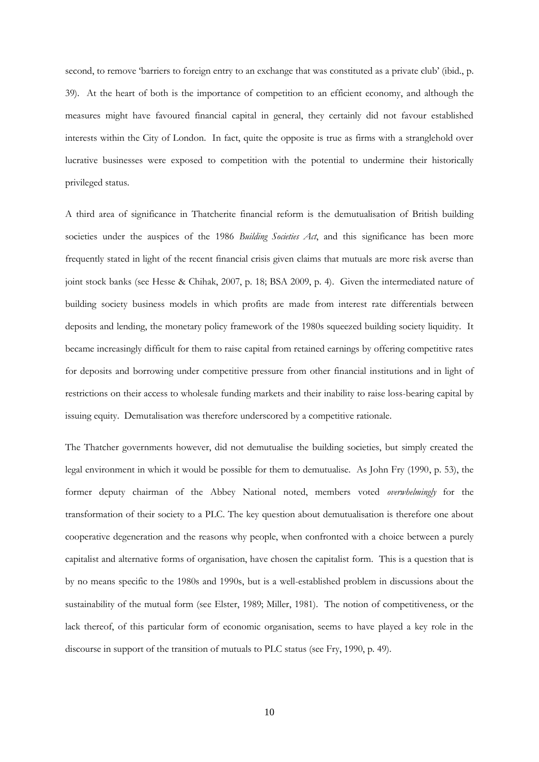second, to remove 'barriers to foreign entry to an exchange that was constituted as a private club' (ibid., p. 39). At the heart of both is the importance of competition to an efficient economy, and although the measures might have favoured financial capital in general, they certainly did not favour established interests within the City of London. In fact, quite the opposite is true as firms with a stranglehold over lucrative businesses were exposed to competition with the potential to undermine their historically privileged status.

A third area of significance in Thatcherite financial reform is the demutualisation of British building societies under the auspices of the 1986 *Building Societies Act*, and this significance has been more frequently stated in light of the recent financial crisis given claims that mutuals are more risk averse than joint stock banks (see Hesse & Chihak, 2007, p. 18; BSA 2009, p. 4). Given the intermediated nature of building society business models in which profits are made from interest rate differentials between deposits and lending, the monetary policy framework of the 1980s squeezed building society liquidity. It became increasingly difficult for them to raise capital from retained earnings by offering competitive rates for deposits and borrowing under competitive pressure from other financial institutions and in light of restrictions on their access to wholesale funding markets and their inability to raise loss-bearing capital by issuing equity. Demutalisation was therefore underscored by a competitive rationale.

The Thatcher governments however, did not demutualise the building societies, but simply created the legal environment in which it would be possible for them to demutualise. As John Fry (1990, p. 53), the former deputy chairman of the Abbey National noted, members voted *overwhelmingly* for the transformation of their society to a PLC. The key question about demutualisation is therefore one about cooperative degeneration and the reasons why people, when confronted with a choice between a purely capitalist and alternative forms of organisation, have chosen the capitalist form. This is a question that is by no means specific to the 1980s and 1990s, but is a well-established problem in discussions about the sustainability of the mutual form (see Elster, 1989; Miller, 1981). The notion of competitiveness, or the lack thereof, of this particular form of economic organisation, seems to have played a key role in the discourse in support of the transition of mutuals to PLC status (see Fry, 1990, p. 49).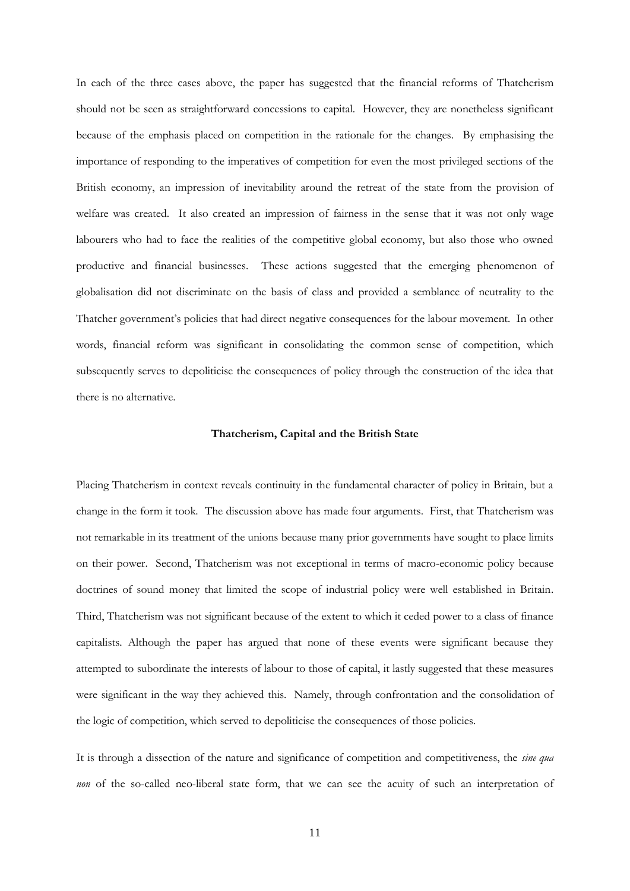In each of the three cases above, the paper has suggested that the financial reforms of Thatcherism should not be seen as straightforward concessions to capital. However, they are nonetheless significant because of the emphasis placed on competition in the rationale for the changes. By emphasising the importance of responding to the imperatives of competition for even the most privileged sections of the British economy, an impression of inevitability around the retreat of the state from the provision of welfare was created. It also created an impression of fairness in the sense that it was not only wage labourers who had to face the realities of the competitive global economy, but also those who owned productive and financial businesses. These actions suggested that the emerging phenomenon of globalisation did not discriminate on the basis of class and provided a semblance of neutrality to the Thatcher government's policies that had direct negative consequences for the labour movement. In other words, financial reform was significant in consolidating the common sense of competition, which subsequently serves to depoliticise the consequences of policy through the construction of the idea that there is no alternative.

## Thatcherism, Capital and the British State

Placing Thatcherism in context reveals continuity in the fundamental character of policy in Britain, but a change in the form it took. The discussion above has made four arguments. First, that Thatcherism was not remarkable in its treatment of the unions because many prior governments have sought to place limits on their power. Second, Thatcherism was not exceptional in terms of macro-economic policy because doctrines of sound money that limited the scope of industrial policy were well established in Britain. Third, Thatcherism was not significant because of the extent to which it ceded power to a class of finance capitalists. Although the paper has argued that none of these events were significant because they attempted to subordinate the interests of labour to those of capital, it lastly suggested that these measures were significant in the way they achieved this. Namely, through confrontation and the consolidation of the logic of competition, which served to depoliticise the consequences of those policies.

It is through a dissection of the nature and significance of competition and competitiveness, the *sine qua non* of the so-called neo-liberal state form, that we can see the acuity of such an interpretation of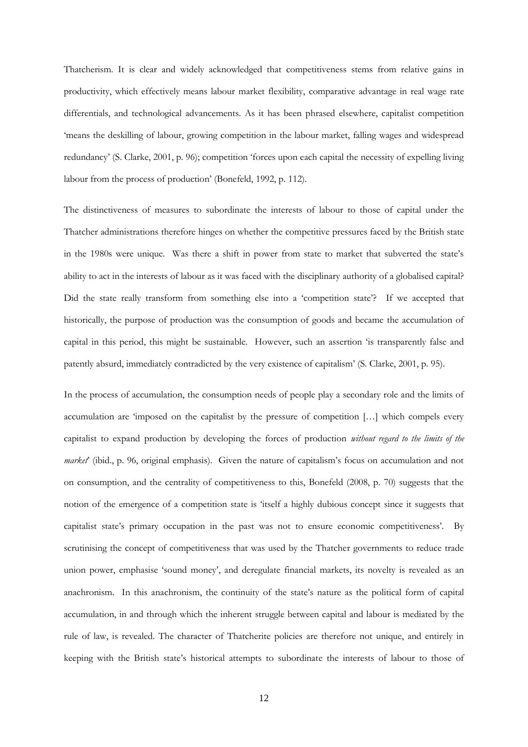Thatcherism. It is clear and widely acknowledged that competitiveness stems from relative gains in productivity, which effectively means labour market flexibility, comparative advantage in real wage rate differentials, and technological advancements. As it has been phrased elsewhere, capitalist competition 'means the deskilling of labour, growing competition in the labour market, falling wages and widespread redundancy' (S. Clarke, 2001, p. 96); competition 'forces upon each capital the necessity of expelling living labour from the process of production' (Bonefeld, 1992, p. 112).

The distinctiveness of measures to subordinate the interests of labour to those of capital under the Thatcher administrations therefore hinges on whether the competitive pressures faced by the British state in the 1980s were unique. Was there a shift in power from state to market that subverted the state's ability to act in the interests of labour as it was faced with the disciplinary authority of a globalised capital? Did the state really transform from something else into a 'competition state'? If we accepted that historically, the purpose of production was the consumption of goods and became the accumulation of capital in this period, this might be sustainable. However, such an assertion 'is transparently false and patently absurd, immediately contradicted by the very existence of capitalism' (S. Clarke, 2001, p. 95).

In the process of accumulation, the consumption needs of people play a secondary role and the limits of accumulation are 'imposed on the capitalist by the pressure of competition […] which compels every capitalist to expand production by developing the forces of production *without regard to the limits of the market*' (ibid., p. 96, original emphasis). Given the nature of capitalism's focus on accumulation and not on consumption, and the centrality of competitiveness to this, Bonefeld (2008, p. 70) suggests that the notion of the emergence of a competition state is 'itself a highly dubious concept since it suggests that capitalist state's primary occupation in the past was not to ensure economic competitiveness'. By scrutinising the concept of competitiveness that was used by the Thatcher governments to reduce trade union power, emphasise 'sound money', and deregulate financial markets, its novelty is revealed as an anachronism. In this anachronism, the continuity of the state's nature as the political form of capital accumulation, in and through which the inherent struggle between capital and labour is mediated by the rule of law, is revealed. The character of Thatcherite policies are therefore not unique, and entirely in keeping with the British state's historical attempts to subordinate the interests of labour to those of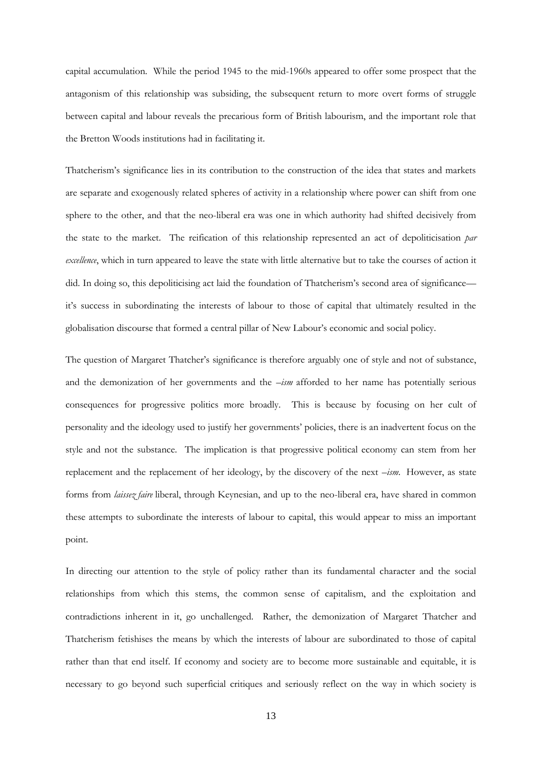capital accumulation. While the period 1945 to the mid-1960s appeared to offer some prospect that the antagonism of this relationship was subsiding, the subsequent return to more overt forms of struggle between capital and labour reveals the precarious form of British labourism, and the important role that the Bretton Woods institutions had in facilitating it.

Thatcherism's significance lies in its contribution to the construction of the idea that states and markets are separate and exogenously related spheres of activity in a relationship where power can shift from one sphere to the other, and that the neo-liberal era was one in which authority had shifted decisively from the state to the market. The reification of this relationship represented an act of depoliticisation *par excellence*, which in turn appeared to leave the state with little alternative but to take the courses of action it did. In doing so, this depoliticising act laid the foundation of Thatcherism's second area of significance—it's success in subordinating the interests of labour to those of capital that ultimately resulted in the globalisation discourse that formed a central pillar of New Labour's economic and social policy.

The question of Margaret Thatcher's significance is therefore arguably one of style and not of substance, and the demonization of her governments and the *–ism* afforded to her name has potentially serious consequences for progressive politics more broadly. This is because by focusing on her cult of personality and the ideology used to justify her governments' policies, there is an inadvertent focus on the style and not the substance. The implication is that progressive political economy can stem from her replacement and the replacement of her ideology, by the discovery of the next *–ism*. However, as state forms from *laissez faire* liberal, through Keynesian, and up to the neo-liberal era, have shared in common these attempts to subordinate the interests of labour to capital, this would appear to miss an important point.

In directing our attention to the style of policy rather than its fundamental character and the social relationships from which this stems, the common sense of capitalism, and the exploitation and contradictions inherent in it, go unchallenged. Rather, the demonization of Margaret Thatcher and Thatcherism fetishises the means by which the interests of labour are subordinated to those of capital rather than that end itself. If economy and society are to become more sustainable and equitable, it is necessary to go beyond such superficial critiques and seriously reflect on the way in which society is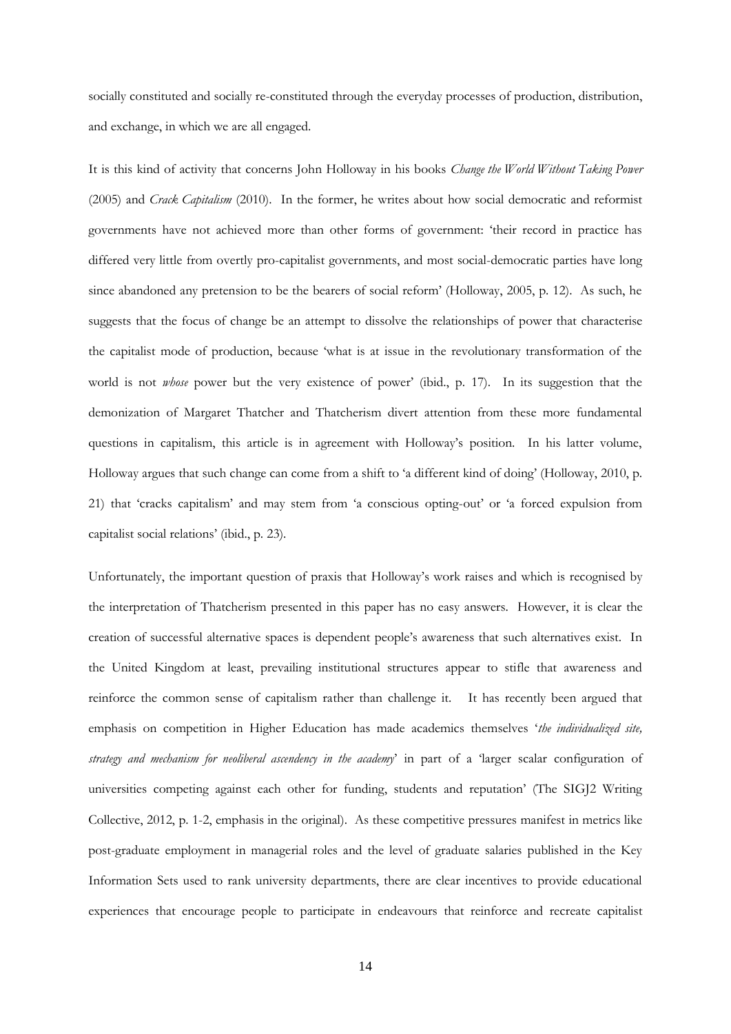socially constituted and socially re-constituted through the everyday processes of production, distribution, and exchange, in which we are all engaged.

It is this kind of activity that concerns John Holloway in his books *Change the World Without Taking Power* (2005) and *Crack Capitalism* (2010). In the former, he writes about how social democratic and reformist governments have not achieved more than other forms of government: 'their record in practice has differed very little from overtly pro-capitalist governments, and most social-democratic parties have long since abandoned any pretension to be the bearers of social reform' (Holloway, 2005, p. 12). As such, he suggests that the focus of change be an attempt to dissolve the relationships of power that characterise the capitalist mode of production, because 'what is at issue in the revolutionary transformation of the world is not *whose* power but the very existence of power' (ibid., p. 17). In its suggestion that the demonization of Margaret Thatcher and Thatcherism divert attention from these more fundamental questions in capitalism, this article is in agreement with Holloway's position. In his latter volume, Holloway argues that such change can come from a shift to 'a different kind of doing' (Holloway, 2010, p. 21) that 'cracks capitalism' and may stem from 'a conscious opting-out' or 'a forced expulsion from capitalist social relations' (ibid., p. 23).

Unfortunately, the important question of praxis that Holloway's work raises and which is recognised by the interpretation of Thatcherism presented in this paper has no easy answers. However, it is clear the creation of successful alternative spaces is dependent people's awareness that such alternatives exist. In the United Kingdom at least, prevailing institutional structures appear to stifle that awareness and reinforce the common sense of capitalism rather than challenge it. It has recently been argued that emphasis on competition in Higher Education has made academics themselves '*the individualized site, strategy and mechanism for neoliberal ascendency in the academy*' in part of a 'larger scalar configuration of universities competing against each other for funding, students and reputation' (The SIGJ2 Writing Collective, 2012, p. 1-2, emphasis in the original). As these competitive pressures manifest in metrics like post-graduate employment in managerial roles and the level of graduate salaries published in the Key Information Sets used to rank university departments, there are clear incentives to provide educational experiences that encourage people to participate in endeavours that reinforce and recreate capitalist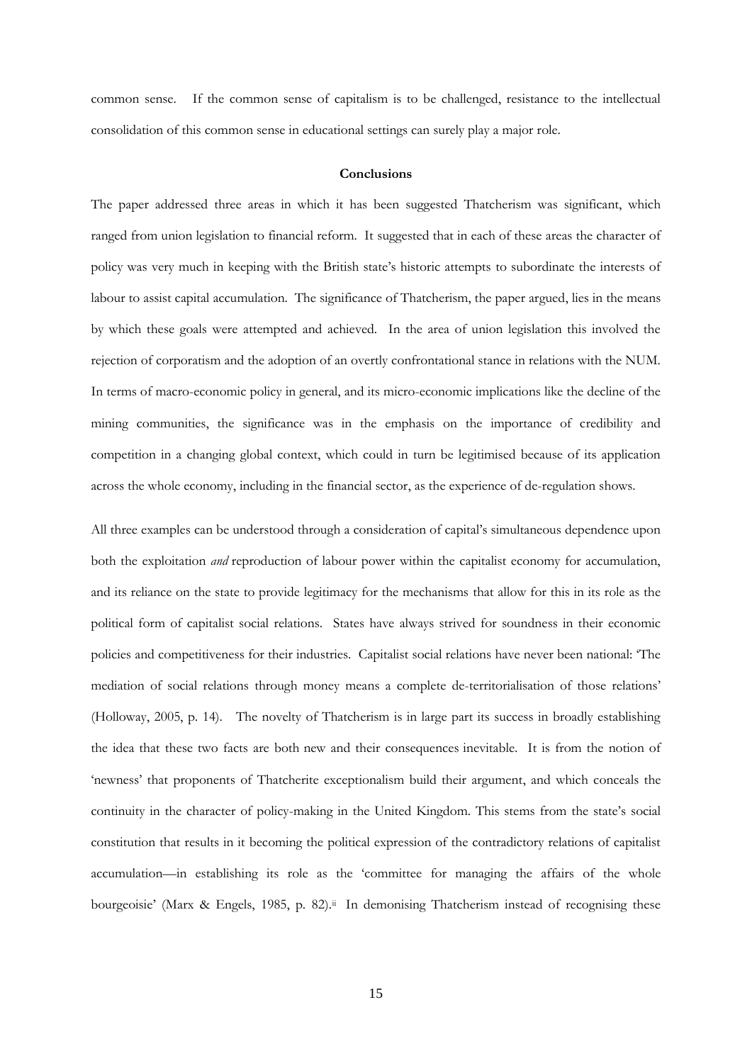common sense. If the common sense of capitalism is to be challenged, resistance to the intellectual consolidation of this common sense in educational settings can surely play a major role.

## Conclusions

The paper addressed three areas in which it has been suggested Thatcherism was significant, which ranged from union legislation to financial reform. It suggested that in each of these areas the character of policy was very much in keeping with the British state's historic attempts to subordinate the interests of labour to assist capital accumulation. The significance of Thatcherism, the paper argued, lies in the means by which these goals were attempted and achieved. In the area of union legislation this involved the rejection of corporatism and the adoption of an overtly confrontational stance in relations with the NUM. In terms of macro-economic policy in general, and its micro-economic implications like the decline of the mining communities, the significance was in the emphasis on the importance of credibility and competition in a changing global context, which could in turn be legitimised because of its application across the whole economy, including in the financial sector, as the experience of de-regulation shows.

All three examples can be understood through a consideration of capital's simultaneous dependence upon both the exploitation *and* reproduction of labour power within the capitalist economy for accumulation, and its reliance on the state to provide legitimacy for the mechanisms that allow for this in its role as the political form of capitalist social relations. States have always strived for soundness in their economic policies and competitiveness for their industries. Capitalist social relations have never been national: 'The mediation of social relations through money means a complete de-territorialisation of those relations' (Holloway, 2005, p. 14). The novelty of Thatcherism is in large part its success in broadly establishing the idea that these two facts are both new and their consequences inevitable. It is from the notion of 'newness' that proponents of Thatcherite exceptionalism build their argument, and which conceals the continuity in the character of policy-making in the United Kingdom. This stems from the state's social constitution that results in it becoming the political expression of the contradictory relations of capitalist accumulation—in establishing its role as the 'committee for managing the affairs of the whole bourgeoisie' (Marx & Engels, 1985, p. 82).[ii] In demonising Thatcherism instead of recognising these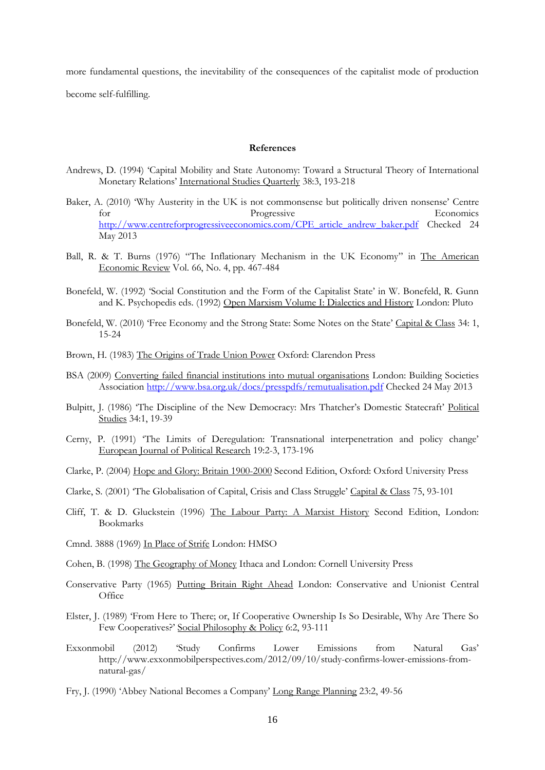more fundamental questions, the inevitability of the consequences of the capitalist mode of production become self-fulfilling.

**References**

Andrews, D. (1994) 'Capital Mobility and State Autonomy: Toward a Structural Theory of International Monetary Relations' International Studies Quarterly 38:3, 193-218

Baker, A. (2010) 'Why Austerity in the UK is not commonsense but politically driven nonsense' Centre for Progressive Economics http://www.centreforprogressiveeconomics.com/CPE_article_andrew_baker.pdf Checked 24 May 2013

Ball, R. & T. Burns (1976) "The Inflationary Mechanism in the UK Economy" in The American Economic Review Vol. 66, No. 4, pp. 467-484

Bonefeld, W. (1992) 'Social Constitution and the Form of the Capitalist State' in W. Bonefeld, R. Gunn and K. Psychopedis eds. (1992) Open Marxism Volume I: Dialectics and History London: Pluto

Bonefeld, W. (2010) 'Free Economy and the Strong State: Some Notes on the State' Capital & Class 34: 1, 15-24

Brown, H. (1983) The Origins of Trade Union Power Oxford: Clarendon Press

BSA (2009) Converting failed financial institutions into mutual organisations London: Building Societies Association http://www.bsa.org.uk/docs/presspdfs/remutualisation.pdf Checked 24 May 2013

Bulpitt, J. (1986) 'The Discipline of the New Democracy: Mrs Thatcher's Domestic Statecraft' Political Studies 34:1, 19-39

Cerny, P. (1991) 'The Limits of Deregulation: Transnational interpenetration and policy change' European Journal of Political Research 19:2-3, 173-196

Clarke, P. (2004) Hope and Glory: Britain 1900-2000 Second Edition, Oxford: Oxford University Press

Clarke, S. (2001) 'The Globalisation of Capital, Crisis and Class Struggle' Capital & Class 75, 93-101

Cliff, T. & D. Gluckstein (1996) The Labour Party: A Marxist History Second Edition, London: Bookmarks

Cmnd. 3888 (1969) In Place of Strife London: HMSO

Cohen, B. (1998) The Geography of Money Ithaca and London: Cornell University Press

Conservative Party (1965) Putting Britain Right Ahead London: Conservative and Unionist Central Office

Elster, J. (1989) 'From Here to There; or, If Cooperative Ownership Is So Desirable, Why Are There So Few Cooperatives?' Social Philosophy & Policy 6:2, 93-111

Exxonmobil (2012) 'Study Confirms Lower Emissions from Natural Gas' http://www.exxonmobilperspectives.com/2012/09/10/study-confirms-lower-emissions-from-natural-gas/

Fry, J. (1990) 'Abbey National Becomes a Company' Long Range Planning 23:2, 49-56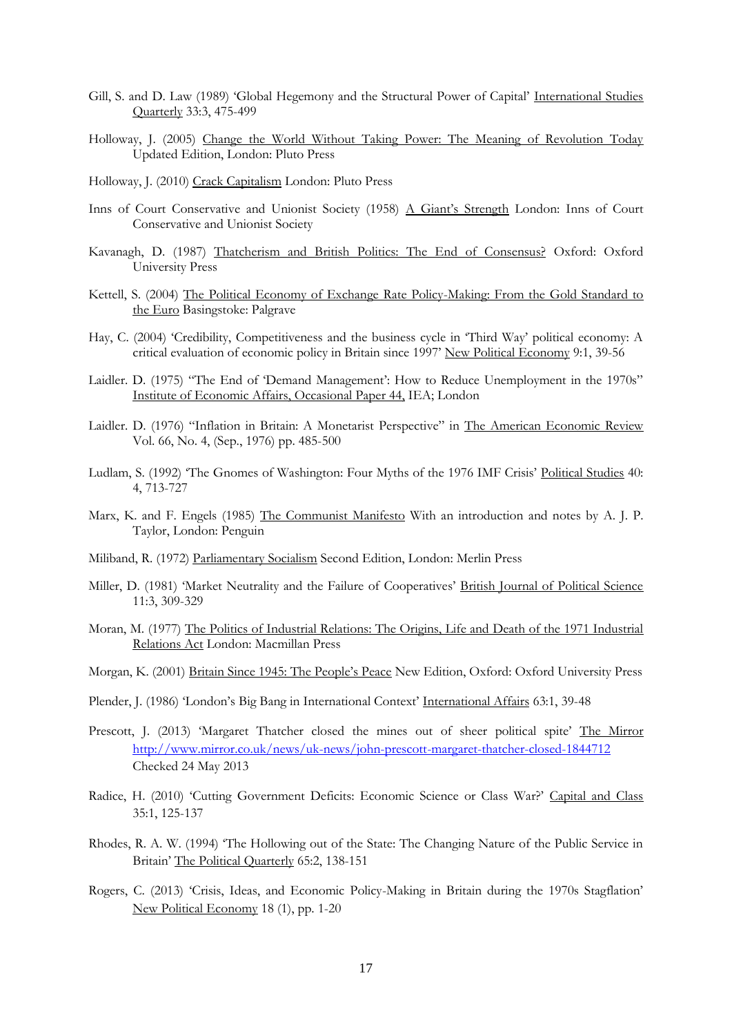Gill, S. and D. Law (1989) 'Global Hegemony and the Structural Power of Capital' International Studies Quarterly 33:3, 475-499

Holloway, J. (2005) Change the World Without Taking Power: The Meaning of Revolution Today Updated Edition, London: Pluto Press

Holloway, J. (2010) Crack Capitalism London: Pluto Press

Inns of Court Conservative and Unionist Society (1958) A Giant's Strength London: Inns of Court Conservative and Unionist Society

Kavanagh, D. (1987) Thatcherism and British Politics: The End of Consensus? Oxford: Oxford University Press

Kettell, S. (2004) The Political Economy of Exchange Rate Policy-Making: From the Gold Standard to the Euro Basingstoke: Palgrave

Hay, C. (2004) 'Credibility, Competitiveness and the business cycle in 'Third Way' political economy: A critical evaluation of economic policy in Britain since 1997' New Political Economy 9:1, 39-56

Laidler. D. (1975) "The End of 'Demand Management': How to Reduce Unemployment in the 1970s" Institute of Economic Affairs, Occasional Paper 44, IEA; London

Laidler. D. (1976) "Inflation in Britain: A Monetarist Perspective" in The American Economic Review Vol. 66, No. 4, (Sep., 1976) pp. 485-500

Ludlam, S. (1992) 'The Gnomes of Washington: Four Myths of the 1976 IMF Crisis' Political Studies 40: 4, 713-727

Marx, K. and F. Engels (1985) The Communist Manifesto With an introduction and notes by A. J. P. Taylor, London: Penguin

Miliband, R. (1972) Parliamentary Socialism Second Edition, London: Merlin Press

Miller, D. (1981) 'Market Neutrality and the Failure of Cooperatives' British Journal of Political Science 11:3, 309-329

Moran, M. (1977) The Politics of Industrial Relations: The Origins, Life and Death of the 1971 Industrial Relations Act London: Macmillan Press

Morgan, K. (2001) Britain Since 1945: The People's Peace New Edition, Oxford: Oxford University Press

Plender, J. (1986) 'London's Big Bang in International Context' International Affairs 63:1, 39-48

Prescott, J. (2013) 'Margaret Thatcher closed the mines out of sheer political spite' The Mirror http://www.mirror.co.uk/news/uk-news/john-prescott-margaret-thatcher-closed-1844712 Checked 24 May 2013

Radice, H. (2010) 'Cutting Government Deficits: Economic Science or Class War?' Capital and Class 35:1, 125-137

Rhodes, R. A. W. (1994) 'The Hollowing out of the State: The Changing Nature of the Public Service in Britain' The Political Quarterly 65:2, 138-151

Rogers, C. (2013) 'Crisis, Ideas, and Economic Policy-Making in Britain during the 1970s Stagflation' New Political Economy 18 (1), pp. 1-20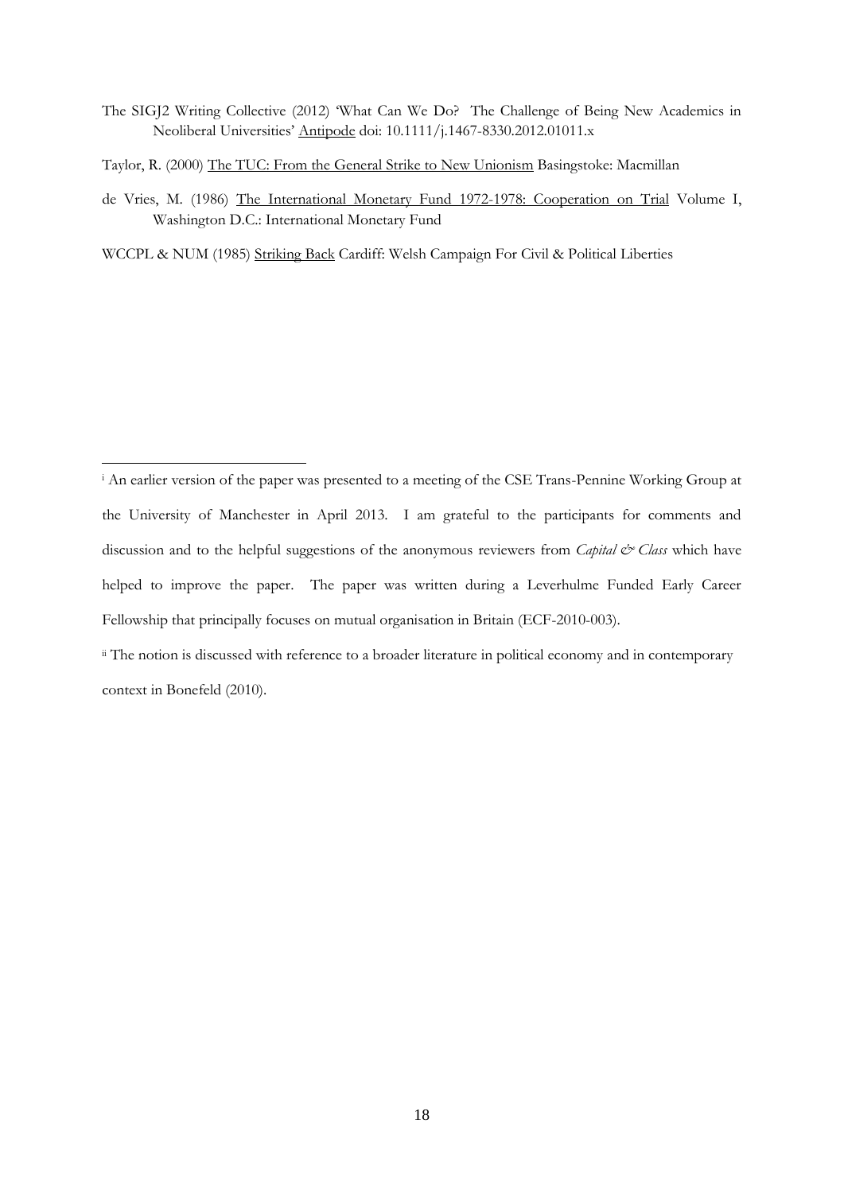The SIGJ2 Writing Collective (2012) 'What Can We Do? The Challenge of Being New Academics in Neoliberal Universities' Antipode doi: 10.1111/j.1467-8330.2012.01011.x

Taylor, R. (2000) The TUC: From the General Strike to New Unionism Basingstoke: Macmillan

de Vries, M. (1986) The International Monetary Fund 1972-1978: Cooperation on Trial Volume I, Washington D.C.: International Monetary Fund

WCCPL & NUM (1985) Striking Back Cardiff: Welsh Campaign For Civil & Political Liberties

---

[i] An earlier version of the paper was presented to a meeting of the CSE Trans-Pennine Working Group at the University of Manchester in April 2013. I am grateful to the participants for comments and discussion and to the helpful suggestions of the anonymous reviewers from *Capital & Class* which have helped to improve the paper. The paper was written during a Leverhulme Funded Early Career Fellowship that principally focuses on mutual organisation in Britain (ECF-2010-003).

[ii] The notion is discussed with reference to a broader literature in political economy and in contemporary context in Bonefeld (2010).